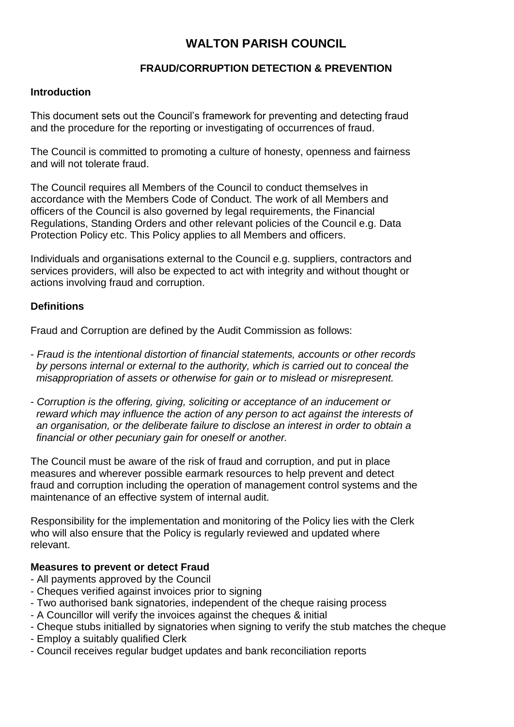# WALTON PARISH COUNCIL

## FRAUD/CORRUPTION DETECTION & PREVENTION

### Introduction

This document sets out the Council's framework for preventing and detecting fraud and the procedure for the reporting or investigating of occurrences of fraud.

The Council is committed to promoting a culture of honesty, openness and fairness and will not tolerate fraud.

The Council requires all Members of the Council to conduct themselves in accordance with the Members Code of Conduct. The work of all Members and officers of the Council is also governed by legal requirements, the Financial Regulations, Standing Orders and other relevant policies of the Council e.g. Data Protection Policy etc. This Policy applies to all Members and officers.

Individuals and organisations external to the Council e.g. suppliers, contractors and services providers, will also be expected to act with integrity and without thought or actions involving fraud and corruption.

### Definitions

Fraud and Corruption are defined by the Audit Commission as follows:

- *Fraud is the intentional distortion of financial statements, accounts or other records by persons internal or external to the authority, which is carried out to conceal the misappropriation of assets or otherwise for gain or to mislead or misrepresent.*

- *Corruption is the offering, giving, soliciting or acceptance of an inducement or reward which may influence the action of any person to act against the interests of an organisation, or the deliberate failure to disclose an interest in order to obtain a financial or other pecuniary gain for oneself or another.*

The Council must be aware of the risk of fraud and corruption, and put in place measures and wherever possible earmark resources to help prevent and detect fraud and corruption including the operation of management control systems and the maintenance of an effective system of internal audit.

Responsibility for the implementation and monitoring of the Policy lies with the Clerk who will also ensure that the Policy is regularly reviewed and updated where relevant.

### Measures to prevent or detect Fraud

- All payments approved by the Council
- Cheques verified against invoices prior to signing
- Two authorised bank signatories, independent of the cheque raising process
- A Councillor will verify the invoices against the cheques & initial
- Cheque stubs initialled by signatories when signing to verify the stub matches the cheque
- Employ a suitably qualified Clerk
- Council receives regular budget updates and bank reconciliation reports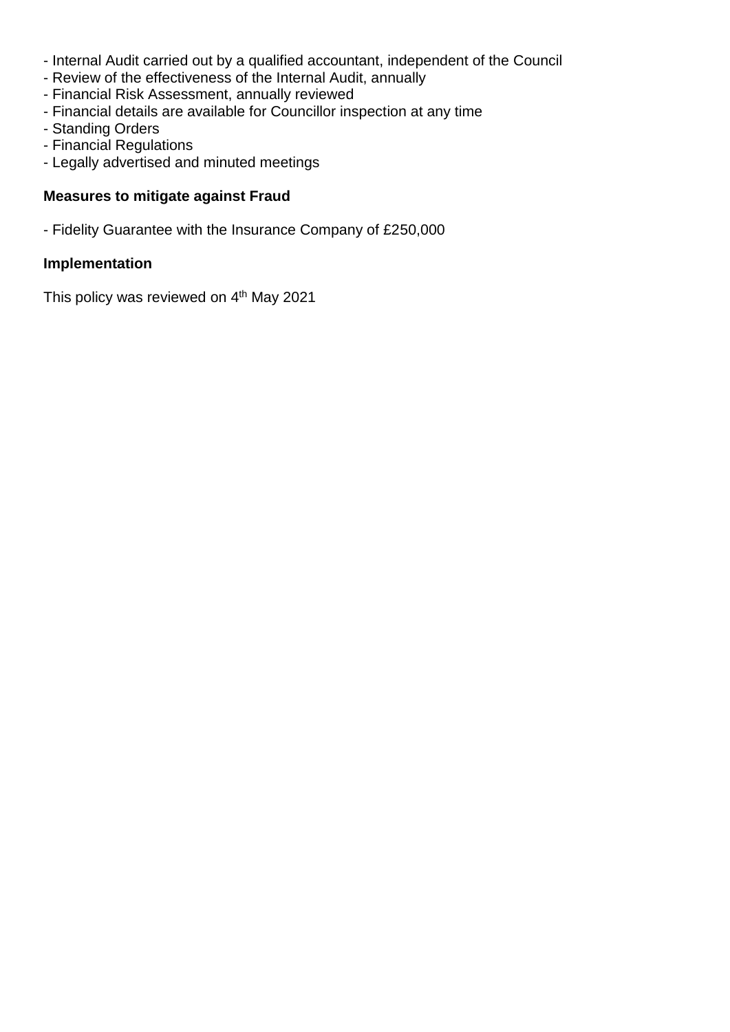- Internal Audit carried out by a qualified accountant, independent of the Council
- Review of the effectiveness of the Internal Audit, annually
- Financial Risk Assessment, annually reviewed
- Financial details are available for Councillor inspection at any time
- Standing Orders
- Financial Regulations
- Legally advertised and minuted meetings

**Measures to mitigate against Fraud**

- Fidelity Guarantee with the Insurance Company of £250,000

**Implementation**

This policy was reviewed on 4th May 2021